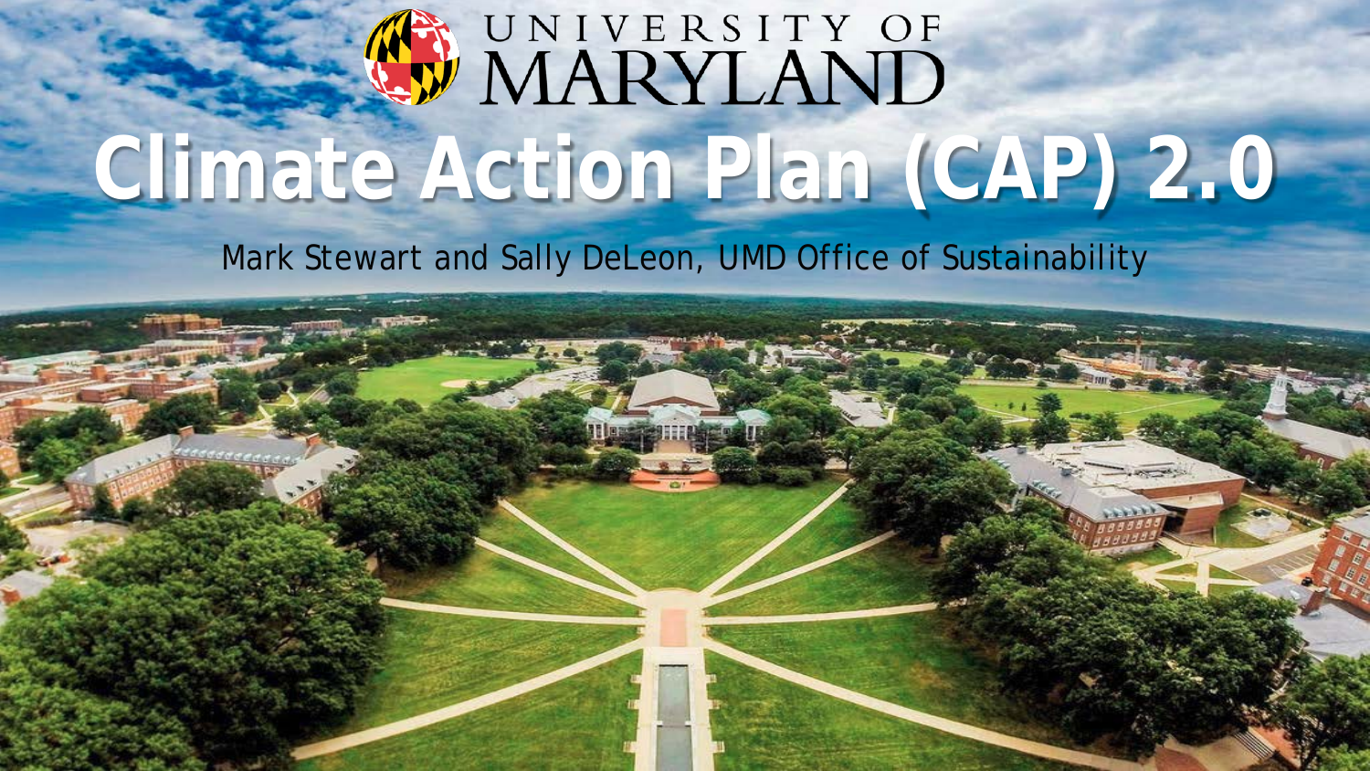UNIVERSITY OF MARYLAND

# Climate Action Plan (CAP) 2.0

Mark Stewart and Sally DeLeon, UMD Office of Sustainability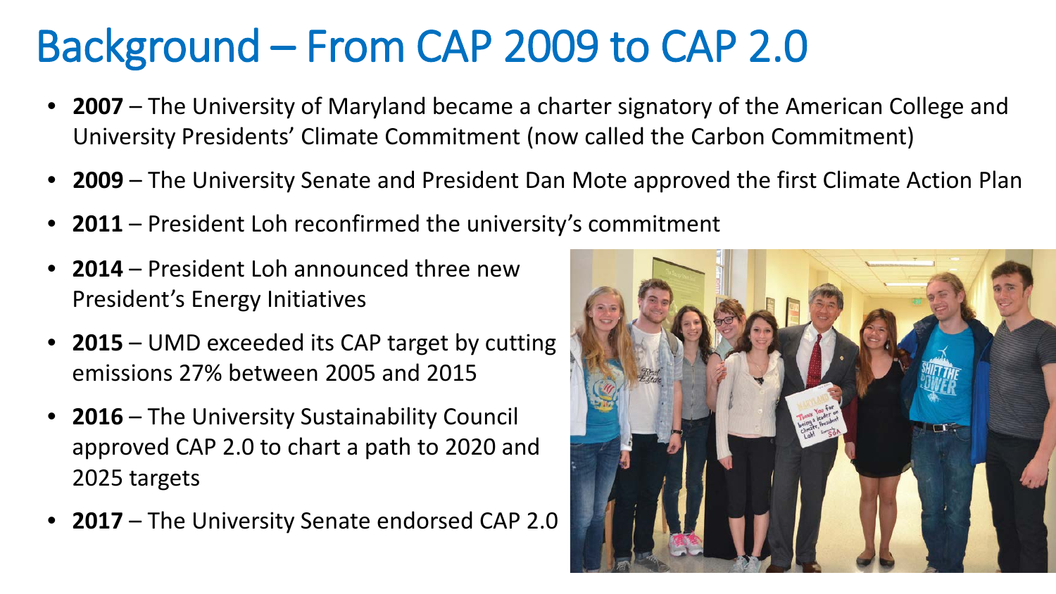# Background – From CAP 2009 to CAP 2.0

- **2007** – The University of Maryland became a charter signatory of the American College and University Presidents' Climate Commitment (now called the Carbon Commitment)
- **2009** – The University Senate and President Dan Mote approved the first Climate Action Plan
- **2011** – President Loh reconfirmed the university's commitment
- **2014** – President Loh announced three new President's Energy Initiatives
- **2015** – UMD exceeded its CAP target by cutting emissions 27% between 2005 and 2015
- **2016** – The University Sustainability Council approved CAP 2.0 to chart a path to 2020 and 2025 targets
- **2017** – The University Senate endorsed CAP 2.0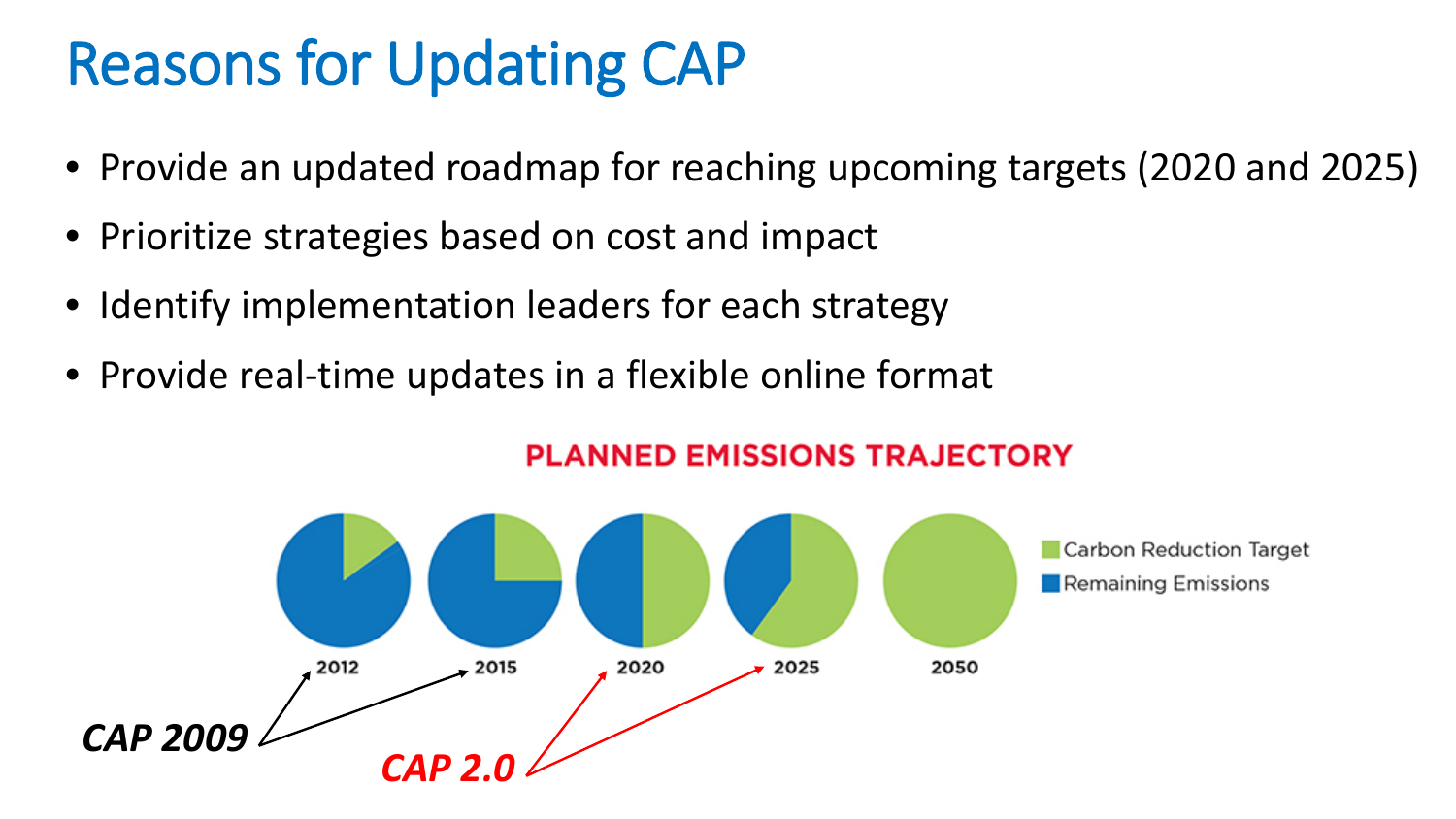# Reasons for Updating CAP

- Provide an updated roadmap for reaching upcoming targets (2020 and 2025)
- Prioritize strategies based on cost and impact
- Identify implementation leaders for each strategy
- Provide real-time updates in a flexible online format

**PLANNED EMISSIONS TRAJECTORY**

Carbon Reduction Target
Remaining Emissions

2012 2015 2020 2025 2050

***CAP 2009*** → 2012, 2015

***CAP 2.0*** → 2020, 2025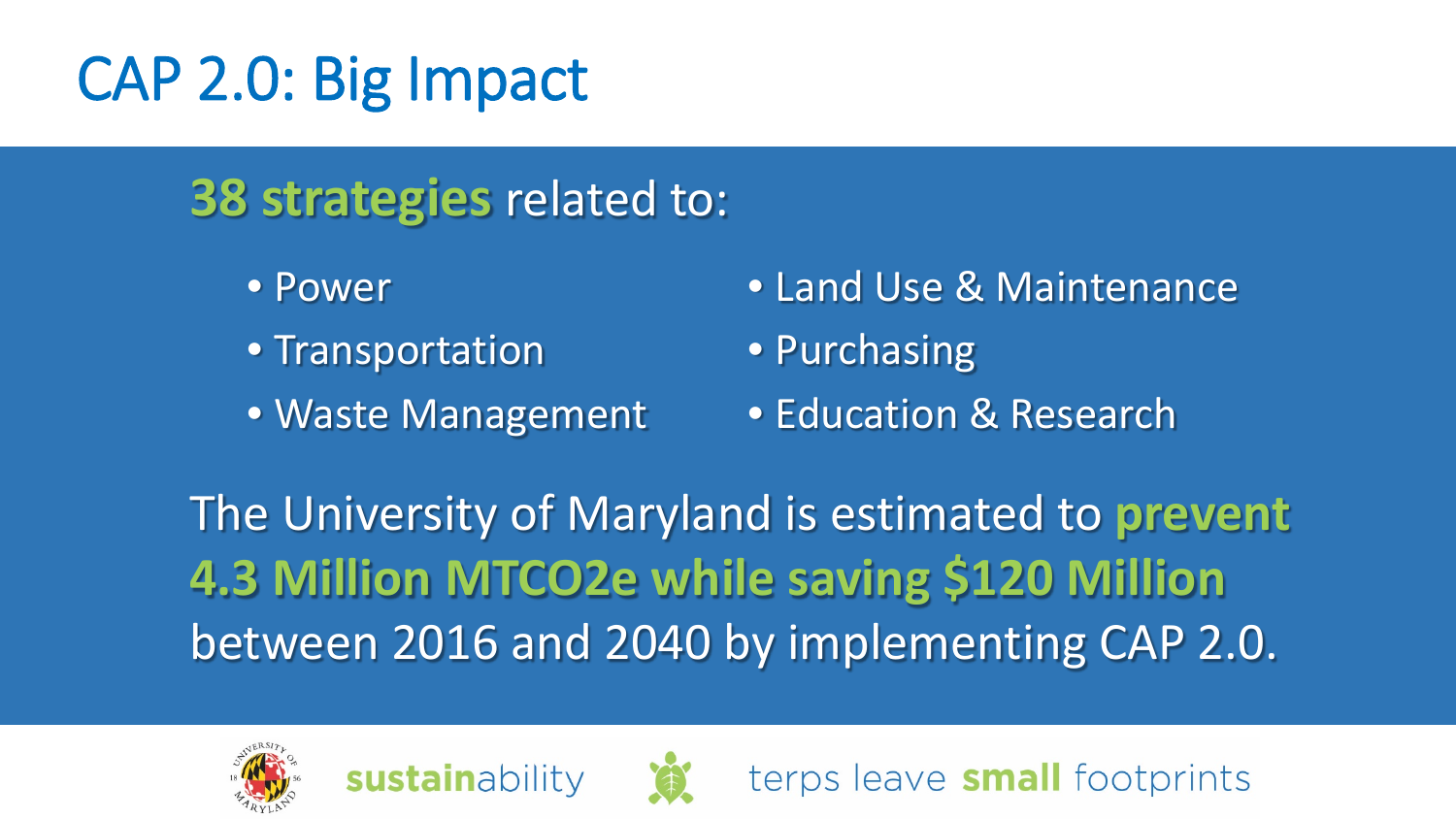# CAP 2.0: Big Impact

**38 strategies** related to:

- Power
- Transportation
- Waste Management
- Land Use & Maintenance
- Purchasing
- Education & Research

The University of Maryland is estimated to **prevent 4.3 Million MTCO2e while saving $120 Million** between 2016 and 2040 by implementing CAP 2.0.

**sustain**ability terps leave **small** footprints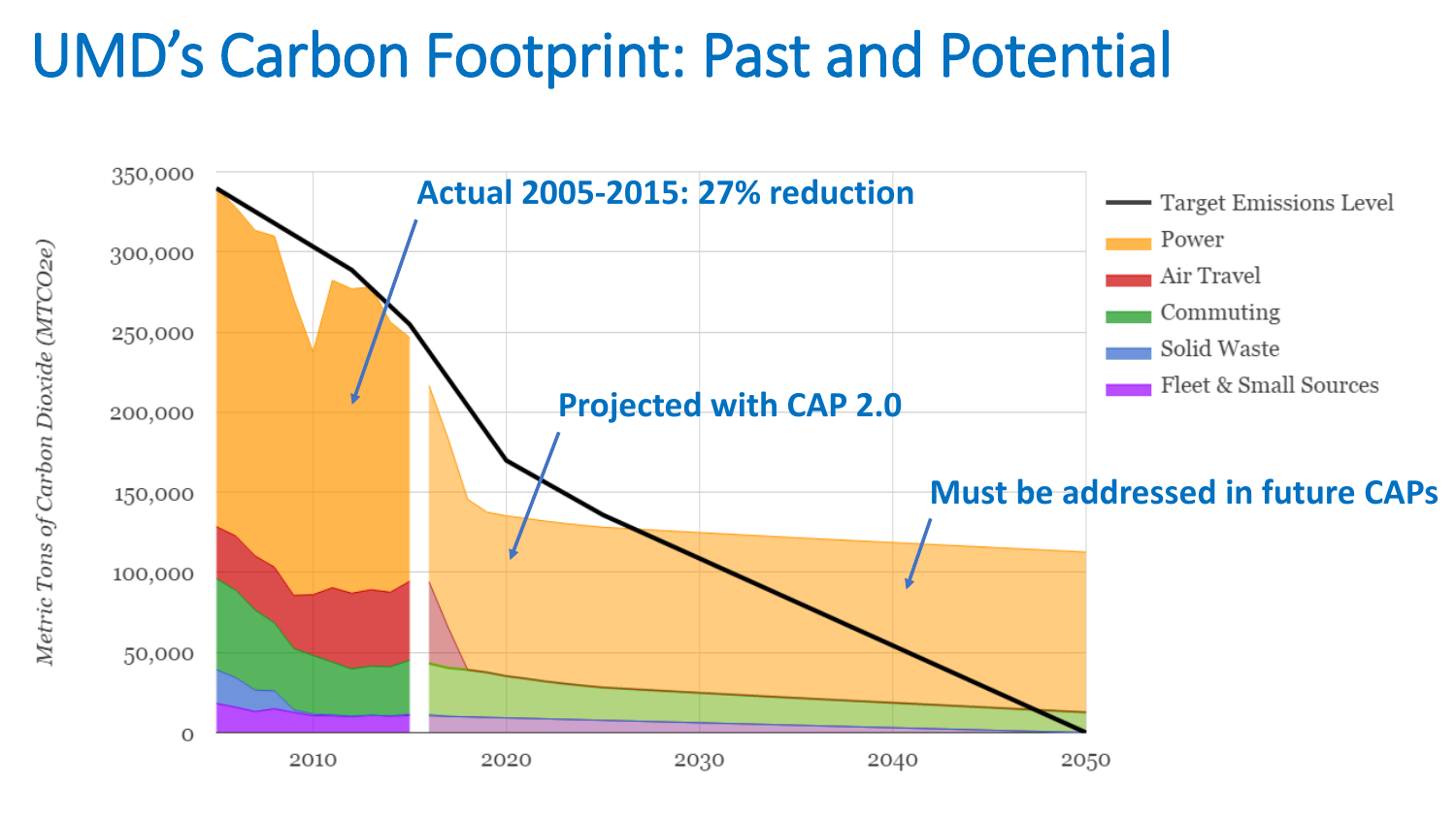# UMD's Carbon Footprint: Past and Potential

Actual 2005-2015: 27% reduction

Projected with CAP 2.0

Must be addressed in future CAPs

Metric Tons of Carbon Dioxide (MTCO2e)

350,000
300,000
250,000
200,000
150,000
100,000
50,000
0

2010
2020
2030
2040
2050

- Target Emissions Level
- Power
- Air Travel
- Commuting
- Solid Waste
- Fleet & Small Sources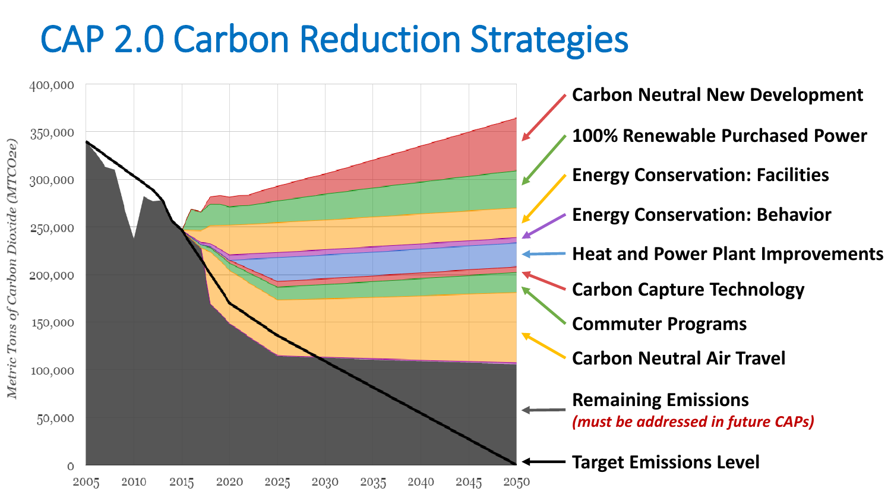# CAP 2.0 Carbon Reduction Strategies

Metric Tons of Carbon Dioxide (MTCO2e)

400,000
350,000
300,000
250,000
200,000
150,000
100,000
50,000
0

2005 2010 2015 2020 2025 2030 2035 2040 2045 2050

- **Carbon Neutral New Development**
- **100% Renewable Purchased Power**
- **Energy Conservation: Facilities**
- **Energy Conservation: Behavior**
- **Heat and Power Plant Improvements**
- **Carbon Capture Technology**
- **Commuter Programs**
- **Carbon Neutral Air Travel**
- **Remaining Emissions** *(must be addressed in future CAPs)*
- **Target Emissions Level**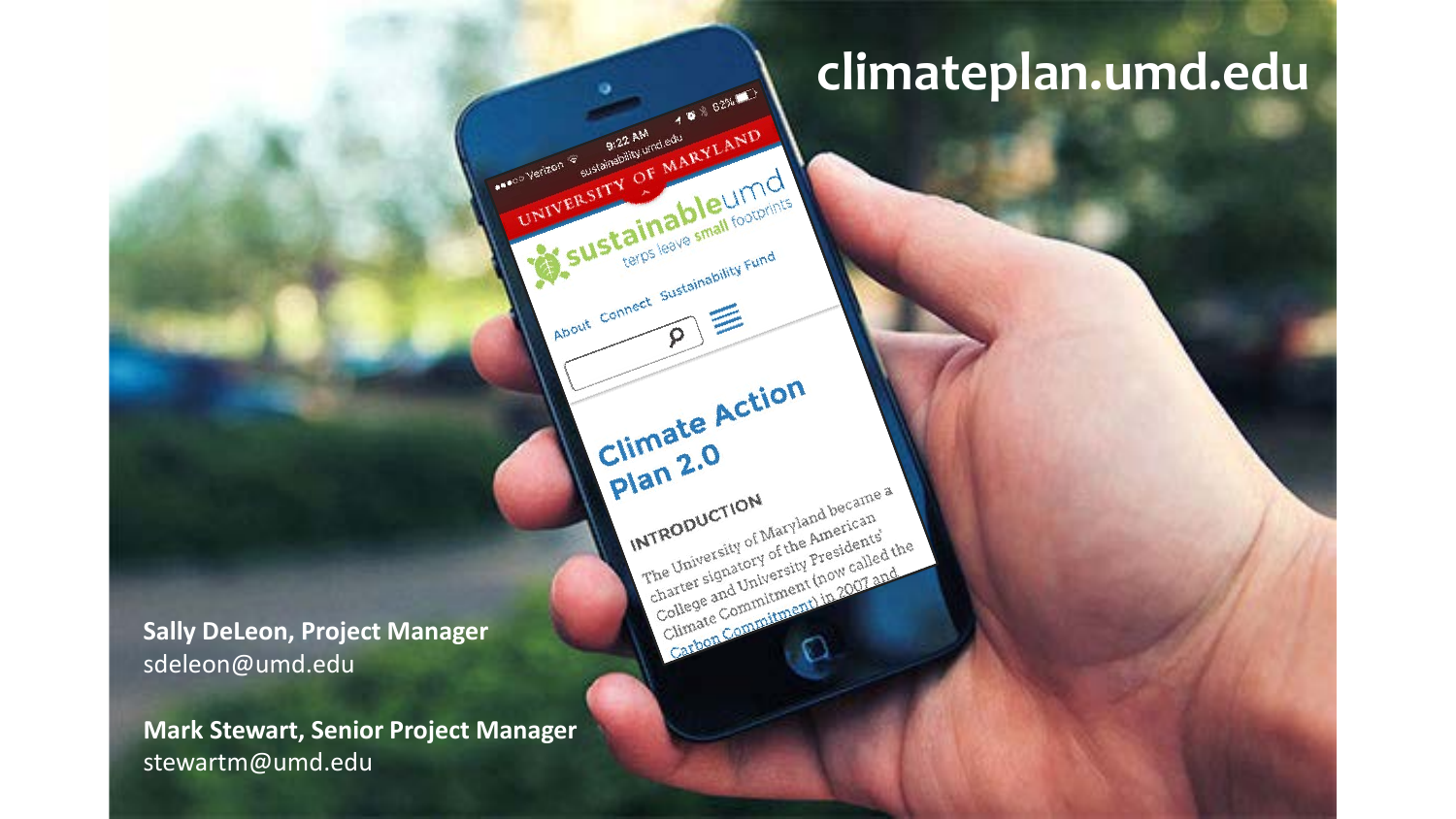# climateplan.umd.edu

**Sally DeLeon, Project Manager**
sdeleon@umd.edu

**Mark Stewart, Senior Project Manager**
stewartm@umd.edu